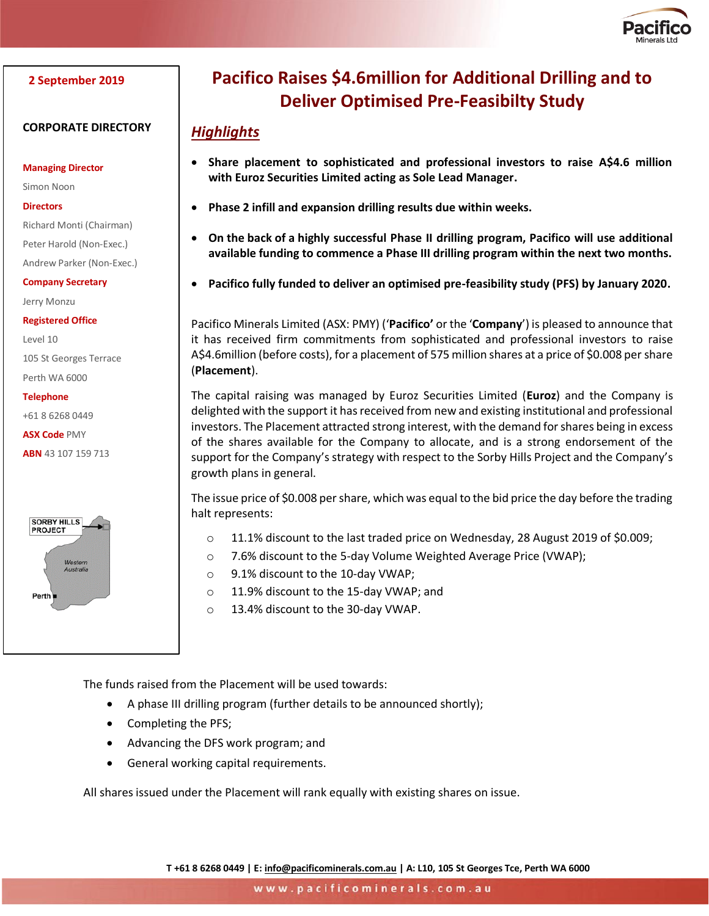2 September 2019

**CORPORATE DIRECTORY**

**Managing Director**
Simon Noon

**Directors**
Richard Monti (Chairman)
Peter Harold (Non-Exec.)
Andrew Parker (Non-Exec.)

**Company Secretary**
Jerry Monzu

**Registered Office**
Level 10
105 St Georges Terrace
Perth WA 6000

**Telephone**
+61 8 6268 0449

**ASX Code** PMY

**ABN** 43 107 159 713

SORBY HILLS PROJECT
Western Australia
Perth

# Pacifico Raises $4.6million for Additional Drilling and to Deliver Optimised Pre-Feasibilty Study

## *Highlights*

- **Share placement to sophisticated and professional investors to raise A$4.6 million with Euroz Securities Limited acting as Sole Lead Manager.**
- **Phase 2 infill and expansion drilling results due within weeks.**
- **On the back of a highly successful Phase II drilling program, Pacifico will use additional available funding to commence a Phase III drilling program within the next two months.**
- **Pacifico fully funded to deliver an optimised pre-feasibility study (PFS) by January 2020.**

Pacifico Minerals Limited (ASX: PMY) ('**Pacifico'** or the '**Company**') is pleased to announce that it has received firm commitments from sophisticated and professional investors to raise A$4.6million (before costs), for a placement of 575 million shares at a price of $0.008 per share (**Placement**).

The capital raising was managed by Euroz Securities Limited (**Euroz**) and the Company is delighted with the support it has received from new and existing institutional and professional investors. The Placement attracted strong interest, with the demand for shares being in excess of the shares available for the Company to allocate, and is a strong endorsement of the support for the Company's strategy with respect to the Sorby Hills Project and the Company's growth plans in general.

The issue price of $0.008 per share, which was equal to the bid price the day before the trading halt represents:

- 11.1% discount to the last traded price on Wednesday, 28 August 2019 of $0.009;
- 7.6% discount to the 5-day Volume Weighted Average Price (VWAP);
- 9.1% discount to the 10-day VWAP;
- 11.9% discount to the 15-day VWAP; and
- 13.4% discount to the 30-day VWAP.

The funds raised from the Placement will be used towards:

- A phase III drilling program (further details to be announced shortly);
- Completing the PFS;
- Advancing the DFS work program; and
- General working capital requirements.

All shares issued under the Placement will rank equally with existing shares on issue.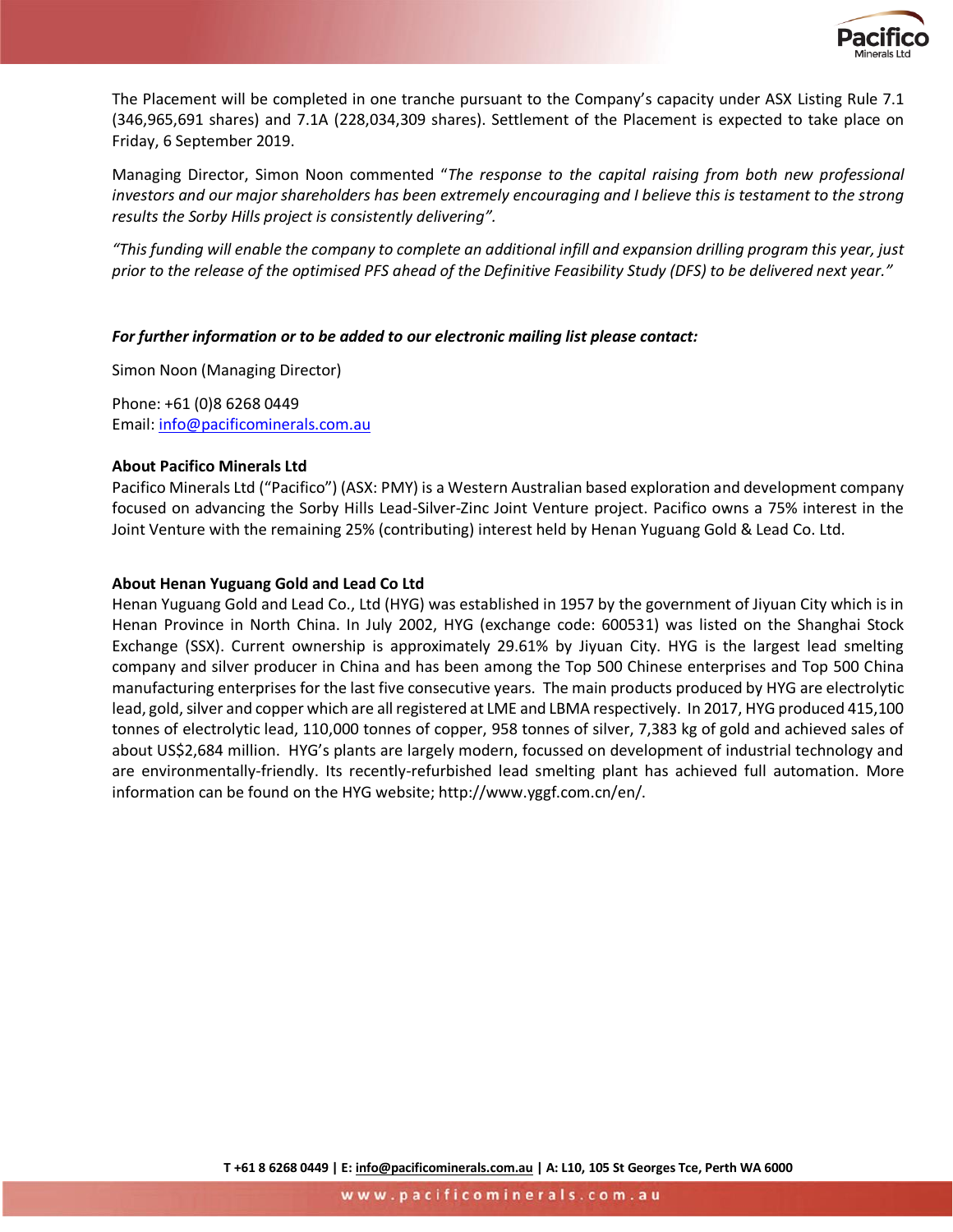The Placement will be completed in one tranche pursuant to the Company's capacity under ASX Listing Rule 7.1 (346,965,691 shares) and 7.1A (228,034,309 shares). Settlement of the Placement is expected to take place on Friday, 6 September 2019.

Managing Director, Simon Noon commented "*The response to the capital raising from both new professional investors and our major shareholders has been extremely encouraging and I believe this is testament to the strong results the Sorby Hills project is consistently delivering*".

*"This funding will enable the company to complete an additional infill and expansion drilling program this year, just prior to the release of the optimised PFS ahead of the Definitive Feasibility Study (DFS) to be delivered next year."*

***For further information or to be added to our electronic mailing list please contact:***

Simon Noon (Managing Director)

Phone: +61 (0)8 6268 0449
Email: info@pacificominerals.com.au

**About Pacifico Minerals Ltd**
Pacifico Minerals Ltd ("Pacifico") (ASX: PMY) is a Western Australian based exploration and development company focused on advancing the Sorby Hills Lead-Silver-Zinc Joint Venture project. Pacifico owns a 75% interest in the Joint Venture with the remaining 25% (contributing) interest held by Henan Yuguang Gold & Lead Co. Ltd.

**About Henan Yuguang Gold and Lead Co Ltd**
Henan Yuguang Gold and Lead Co., Ltd (HYG) was established in 1957 by the government of Jiyuan City which is in Henan Province in North China. In July 2002, HYG (exchange code: 600531) was listed on the Shanghai Stock Exchange (SSX). Current ownership is approximately 29.61% by Jiyuan City. HYG is the largest lead smelting company and silver producer in China and has been among the Top 500 Chinese enterprises and Top 500 China manufacturing enterprises for the last five consecutive years. The main products produced by HYG are electrolytic lead, gold, silver and copper which are all registered at LME and LBMA respectively. In 2017, HYG produced 415,100 tonnes of electrolytic lead, 110,000 tonnes of copper, 958 tonnes of silver, 7,383 kg of gold and achieved sales of about US$2,684 million. HYG's plants are largely modern, focussed on development of industrial technology and are environmentally-friendly. Its recently-refurbished lead smelting plant has achieved full automation. More information can be found on the HYG website; http://www.yggf.com.cn/en/.